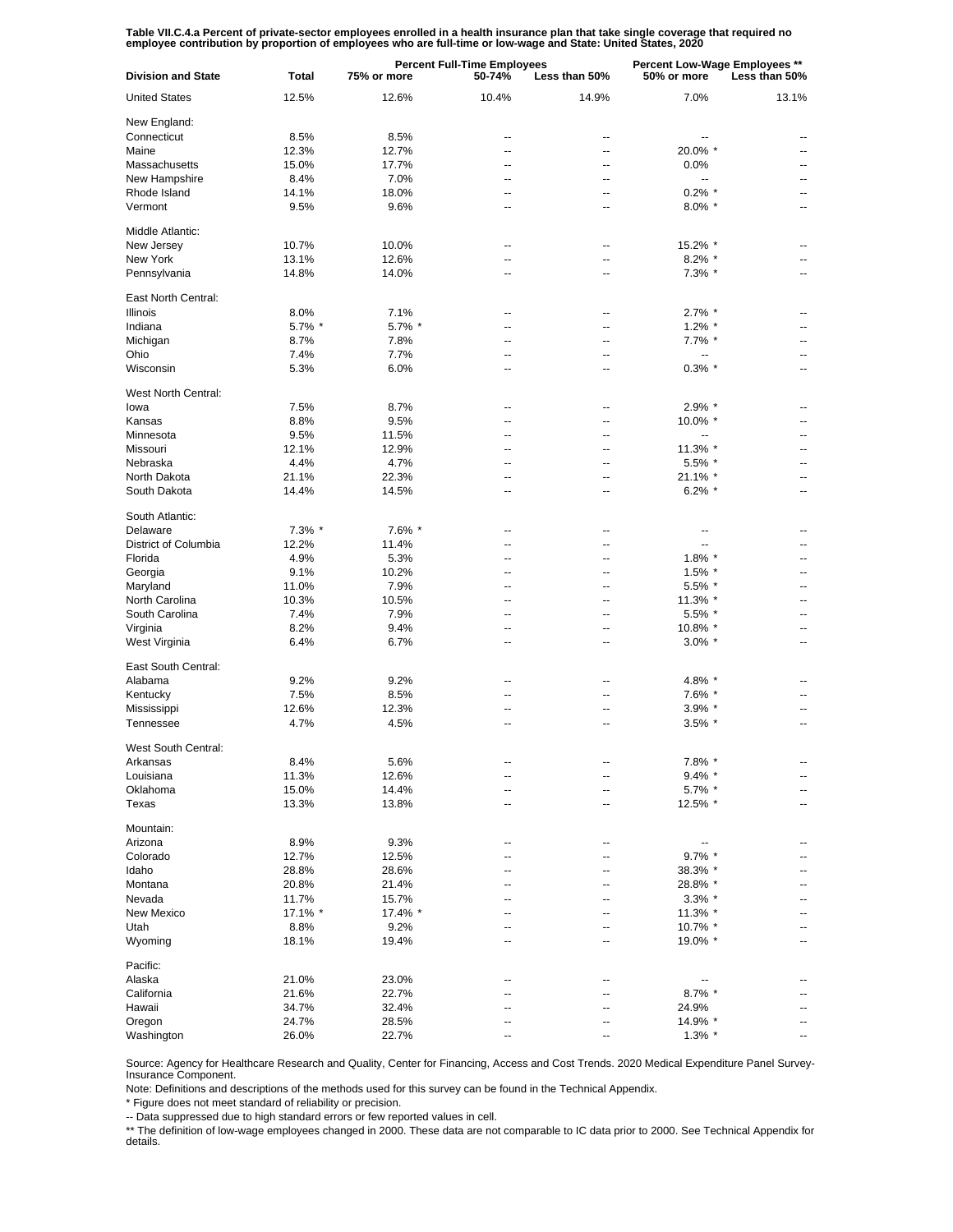**Table VII.C.4.a Percent of private-sector employees enrolled in a health insurance plan that take single coverage that required no employee contribution by proportion of employees who are full-time or low-wage and State: United States, 2020**

| Division and State | Total | Percent Full-Time Employees | | | Percent Low-Wage Employees ** | |
|---|---|---|---|---|---|---|
| | | 75% or more | 50-74% | Less than 50% | 50% or more | Less than 50% |
| United States | 12.5% | 12.6% | 10.4% | 14.9% | 7.0% | 13.1% |
| New England: | | | | | | |
| Connecticut | 8.5% | 8.5% | -- | -- | -- | -- |
| Maine | 12.3% | 12.7% | -- | -- | 20.0% * | -- |
| Massachusetts | 15.0% | 17.7% | -- | -- | 0.0% | -- |
| New Hampshire | 8.4% | 7.0% | -- | -- | -- | -- |
| Rhode Island | 14.1% | 18.0% | -- | -- | 0.2% * | -- |
| Vermont | 9.5% | 9.6% | -- | -- | 8.0% * | -- |
| Middle Atlantic: | | | | | | |
| New Jersey | 10.7% | 10.0% | -- | -- | 15.2% * | -- |
| New York | 13.1% | 12.6% | -- | -- | 8.2% * | -- |
| Pennsylvania | 14.8% | 14.0% | -- | -- | 7.3% * | -- |
| East North Central: | | | | | | |
| Illinois | 8.0% | 7.1% | -- | -- | 2.7% * | -- |
| Indiana | 5.7% * | 5.7% * | -- | -- | 1.2% * | -- |
| Michigan | 8.7% | 7.8% | -- | -- | 7.7% * | -- |
| Ohio | 7.4% | 7.7% | -- | -- | -- | -- |
| Wisconsin | 5.3% | 6.0% | -- | -- | 0.3% * | -- |
| West North Central: | | | | | | |
| Iowa | 7.5% | 8.7% | -- | -- | 2.9% * | -- |
| Kansas | 8.8% | 9.5% | -- | -- | 10.0% * | -- |
| Minnesota | 9.5% | 11.5% | -- | -- | -- | -- |
| Missouri | 12.1% | 12.9% | -- | -- | 11.3% * | -- |
| Nebraska | 4.4% | 4.7% | -- | -- | 5.5% * | -- |
| North Dakota | 21.1% | 22.3% | -- | -- | 21.1% * | -- |
| South Dakota | 14.4% | 14.5% | -- | -- | 6.2% * | -- |
| South Atlantic: | | | | | | |
| Delaware | 7.3% * | 7.6% * | -- | -- | -- | -- |
| District of Columbia | 12.2% | 11.4% | -- | -- | -- | -- |
| Florida | 4.9% | 5.3% | -- | -- | 1.8% * | -- |
| Georgia | 9.1% | 10.2% | -- | -- | 1.5% * | -- |
| Maryland | 11.0% | 7.9% | -- | -- | 5.5% * | -- |
| North Carolina | 10.3% | 10.5% | -- | -- | 11.3% * | -- |
| South Carolina | 7.4% | 7.9% | -- | -- | 5.5% * | -- |
| Virginia | 8.2% | 9.4% | -- | -- | 10.8% * | -- |
| West Virginia | 6.4% | 6.7% | -- | -- | 3.0% * | -- |
| East South Central: | | | | | | |
| Alabama | 9.2% | 9.2% | -- | -- | 4.8% * | -- |
| Kentucky | 7.5% | 8.5% | -- | -- | 7.6% * | -- |
| Mississippi | 12.6% | 12.3% | -- | -- | 3.9% * | -- |
| Tennessee | 4.7% | 4.5% | -- | -- | 3.5% * | -- |
| West South Central: | | | | | | |
| Arkansas | 8.4% | 5.6% | -- | -- | 7.8% * | -- |
| Louisiana | 11.3% | 12.6% | -- | -- | 9.4% * | -- |
| Oklahoma | 15.0% | 14.4% | -- | -- | 5.7% * | -- |
| Texas | 13.3% | 13.8% | -- | -- | 12.5% * | -- |
| Mountain: | | | | | | |
| Arizona | 8.9% | 9.3% | -- | -- | -- | -- |
| Colorado | 12.7% | 12.5% | -- | -- | 9.7% * | -- |
| Idaho | 28.8% | 28.6% | -- | -- | 38.3% * | -- |
| Montana | 20.8% | 21.4% | -- | -- | 28.8% * | -- |
| Nevada | 11.7% | 15.7% | -- | -- | 3.3% * | -- |
| New Mexico | 17.1% * | 17.4% * | -- | -- | 11.3% * | -- |
| Utah | 8.8% | 9.2% | -- | -- | 10.7% * | -- |
| Wyoming | 18.1% | 19.4% | -- | -- | 19.0% * | -- |
| Pacific: | | | | | | |
| Alaska | 21.0% | 23.0% | -- | -- | -- | -- |
| California | 21.6% | 22.7% | -- | -- | 8.7% * | -- |
| Hawaii | 34.7% | 32.4% | -- | -- | 24.9% | -- |
| Oregon | 24.7% | 28.5% | -- | -- | 14.9% * | -- |
| Washington | 26.0% | 22.7% | -- | -- | 1.3% * | -- |

Source: Agency for Healthcare Research and Quality, Center for Financing, Access and Cost Trends. 2020 Medical Expenditure Panel Survey-Insurance Component.

Note: Definitions and descriptions of the methods used for this survey can be found in the Technical Appendix.

* Figure does not meet standard of reliability or precision.

-- Data suppressed due to high standard errors or few reported values in cell.

** The definition of low-wage employees changed in 2000. These data are not comparable to IC data prior to 2000. See Technical Appendix for details.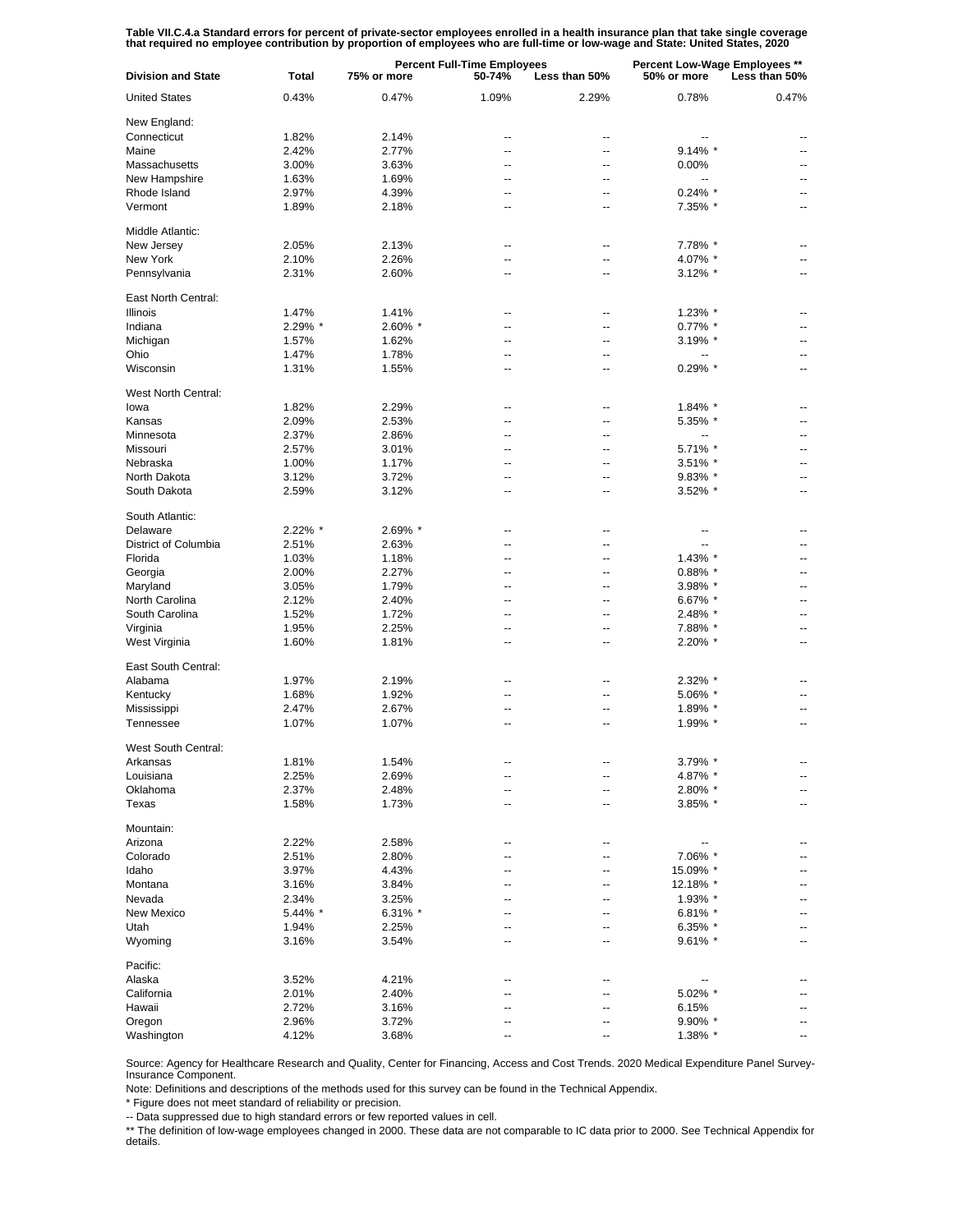**Table VII.C.4.a Standard errors for percent of private-sector employees enrolled in a health insurance plan that take single coverage that required no employee contribution by proportion of employees who are full-time or low-wage and State: United States, 2020**

| Division and State | Total | Percent Full-Time Employees 75% or more | Percent Full-Time Employees 50-74% | Percent Full-Time Employees Less than 50% | Percent Low-Wage Employees ** 50% or more | Percent Low-Wage Employees ** Less than 50% |
|---|---|---|---|---|---|---|
| United States | 0.43% | 0.47% | 1.09% | 2.29% | 0.78% | 0.47% |
| New England: | | | | | | |
| Connecticut | 1.82% | 2.14% | -- | -- | -- | -- |
| Maine | 2.42% | 2.77% | -- | -- | 9.14% * | -- |
| Massachusetts | 3.00% | 3.63% | -- | -- | 0.00% | -- |
| New Hampshire | 1.63% | 1.69% | -- | -- | -- | -- |
| Rhode Island | 2.97% | 4.39% | -- | -- | 0.24% * | -- |
| Vermont | 1.89% | 2.18% | -- | -- | 7.35% * | -- |
| Middle Atlantic: | | | | | | |
| New Jersey | 2.05% | 2.13% | -- | -- | 7.78% * | -- |
| New York | 2.10% | 2.26% | -- | -- | 4.07% * | -- |
| Pennsylvania | 2.31% | 2.60% | -- | -- | 3.12% * | -- |
| East North Central: | | | | | | |
| Illinois | 1.47% | 1.41% | -- | -- | 1.23% * | -- |
| Indiana | 2.29% * | 2.60% * | -- | -- | 0.77% * | -- |
| Michigan | 1.57% | 1.62% | -- | -- | 3.19% * | -- |
| Ohio | 1.47% | 1.78% | -- | -- | -- | -- |
| Wisconsin | 1.31% | 1.55% | -- | -- | 0.29% * | -- |
| West North Central: | | | | | | |
| Iowa | 1.82% | 2.29% | -- | -- | 1.84% * | -- |
| Kansas | 2.09% | 2.53% | -- | -- | 5.35% * | -- |
| Minnesota | 2.37% | 2.86% | -- | -- | -- | -- |
| Missouri | 2.57% | 3.01% | -- | -- | 5.71% * | -- |
| Nebraska | 1.00% | 1.17% | -- | -- | 3.51% * | -- |
| North Dakota | 3.12% | 3.72% | -- | -- | 9.83% * | -- |
| South Dakota | 2.59% | 3.12% | -- | -- | 3.52% * | -- |
| South Atlantic: | | | | | | |
| Delaware | 2.22% * | 2.69% * | -- | -- | -- | -- |
| District of Columbia | 2.51% | 2.63% | -- | -- | -- | -- |
| Florida | 1.03% | 1.18% | -- | -- | 1.43% * | -- |
| Georgia | 2.00% | 2.27% | -- | -- | 0.88% * | -- |
| Maryland | 3.05% | 1.79% | -- | -- | 3.98% * | -- |
| North Carolina | 2.12% | 2.40% | -- | -- | 6.67% * | -- |
| South Carolina | 1.52% | 1.72% | -- | -- | 2.48% * | -- |
| Virginia | 1.95% | 2.25% | -- | -- | 7.88% * | -- |
| West Virginia | 1.60% | 1.81% | -- | -- | 2.20% * | -- |
| East South Central: | | | | | | |
| Alabama | 1.97% | 2.19% | -- | -- | 2.32% * | -- |
| Kentucky | 1.68% | 1.92% | -- | -- | 5.06% * | -- |
| Mississippi | 2.47% | 2.67% | -- | -- | 1.89% * | -- |
| Tennessee | 1.07% | 1.07% | -- | -- | 1.99% * | -- |
| West South Central: | | | | | | |
| Arkansas | 1.81% | 1.54% | -- | -- | 3.79% * | -- |
| Louisiana | 2.25% | 2.69% | -- | -- | 4.87% * | -- |
| Oklahoma | 2.37% | 2.48% | -- | -- | 2.80% * | -- |
| Texas | 1.58% | 1.73% | -- | -- | 3.85% * | -- |
| Mountain: | | | | | | |
| Arizona | 2.22% | 2.58% | -- | -- | -- | -- |
| Colorado | 2.51% | 2.80% | -- | -- | 7.06% * | -- |
| Idaho | 3.97% | 4.43% | -- | -- | 15.09% * | -- |
| Montana | 3.16% | 3.84% | -- | -- | 12.18% * | -- |
| Nevada | 2.34% | 3.25% | -- | -- | 1.93% * | -- |
| New Mexico | 5.44% * | 6.31% * | -- | -- | 6.81% * | -- |
| Utah | 1.94% | 2.25% | -- | -- | 6.35% * | -- |
| Wyoming | 3.16% | 3.54% | -- | -- | 9.61% * | -- |
| Pacific: | | | | | | |
| Alaska | 3.52% | 4.21% | -- | -- | -- | -- |
| California | 2.01% | 2.40% | -- | -- | 5.02% * | -- |
| Hawaii | 2.72% | 3.16% | -- | -- | 6.15% | -- |
| Oregon | 2.96% | 3.72% | -- | -- | 9.90% * | -- |
| Washington | 4.12% | 3.68% | -- | -- | 1.38% * | -- |

Source: Agency for Healthcare Research and Quality, Center for Financing, Access and Cost Trends. 2020 Medical Expenditure Panel Survey-Insurance Component.

Note: Definitions and descriptions of the methods used for this survey can be found in the Technical Appendix.

* Figure does not meet standard of reliability or precision.

-- Data suppressed due to high standard errors or few reported values in cell.

** The definition of low-wage employees changed in 2000. These data are not comparable to IC data prior to 2000. See Technical Appendix for details.